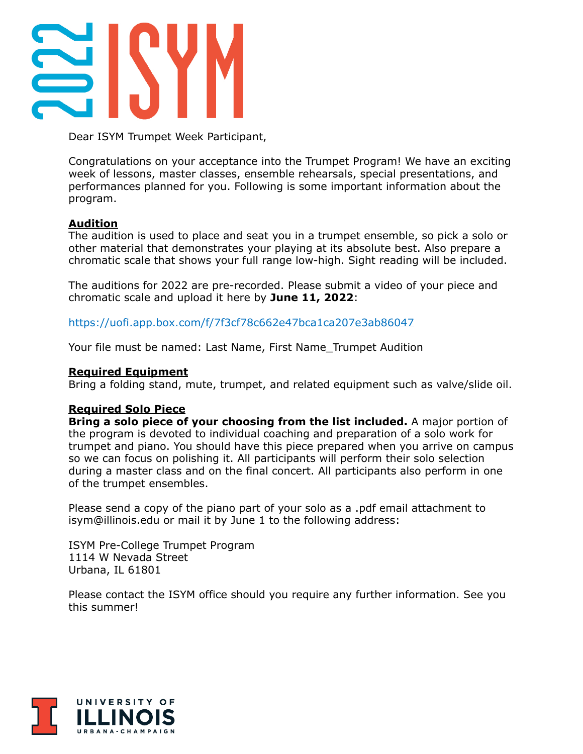# 2022 ISYM

Dear ISYM Trumpet Week Participant,

Congratulations on your acceptance into the Trumpet Program! We have an exciting week of lessons, master classes, ensemble rehearsals, special presentations, and performances planned for you. Following is some important information about the program.

**Audition**

The audition is used to place and seat you in a trumpet ensemble, so pick a solo or other material that demonstrates your playing at its absolute best. Also prepare a chromatic scale that shows your full range low-high. Sight reading will be included.

The auditions for 2022 are pre-recorded. Please submit a video of your piece and chromatic scale and upload it here by **June 11, 2022**:

https://uofi.app.box.com/f/7f3cf78c662e47bca1ca207e3ab86047

Your file must be named: Last Name, First Name_Trumpet Audition

**Required Equipment**

Bring a folding stand, mute, trumpet, and related equipment such as valve/slide oil.

**Required Solo Piece**

**Bring a solo piece of your choosing from the list included.** A major portion of the program is devoted to individual coaching and preparation of a solo work for trumpet and piano. You should have this piece prepared when you arrive on campus so we can focus on polishing it. All participants will perform their solo selection during a master class and on the final concert. All participants also perform in one of the trumpet ensembles.

Please send a copy of the piano part of your solo as a .pdf email attachment to isym@illinois.edu or mail it by June 1 to the following address:

ISYM Pre-College Trumpet Program
1114 W Nevada Street
Urbana, IL 61801

Please contact the ISYM office should you require any further information. See you this summer!

University of Illinois Urbana-Champaign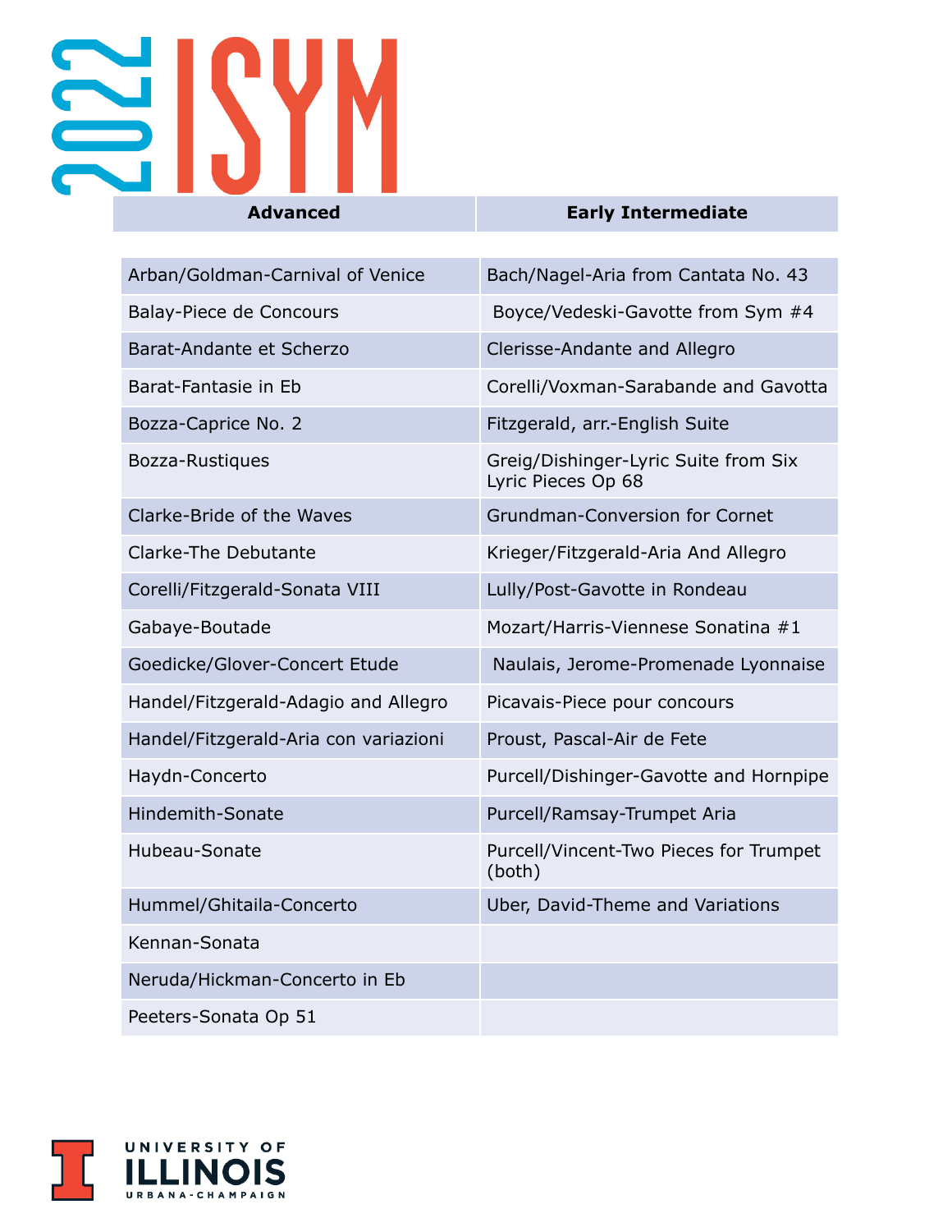# 2022 ISYM

| Advanced | Early Intermediate |
|---|---|
| Arban/Goldman-Carnival of Venice | Bach/Nagel-Aria from Cantata No. 43 |
| Balay-Piece de Concours | Boyce/Vedeski-Gavotte from Sym #4 |
| Barat-Andante et Scherzo | Clerisse-Andante and Allegro |
| Barat-Fantasie in Eb | Corelli/Voxman-Sarabande and Gavotta |
| Bozza-Caprice No. 2 | Fitzgerald, arr.-English Suite |
| Bozza-Rustiques | Greig/Dishinger-Lyric Suite from Six Lyric Pieces Op 68 |
| Clarke-Bride of the Waves | Grundman-Conversion for Cornet |
| Clarke-The Debutante | Krieger/Fitzgerald-Aria And Allegro |
| Corelli/Fitzgerald-Sonata VIII | Lully/Post-Gavotte in Rondeau |
| Gabaye-Boutade | Mozart/Harris-Viennese Sonatina #1 |
| Goedicke/Glover-Concert Etude | Naulais, Jerome-Promenade Lyonnaise |
| Handel/Fitzgerald-Adagio and Allegro | Picavais-Piece pour concours |
| Handel/Fitzgerald-Aria con variazioni | Proust, Pascal-Air de Fete |
| Haydn-Concerto | Purcell/Dishinger-Gavotte and Hornpipe |
| Hindemith-Sonate | Purcell/Ramsay-Trumpet Aria |
| Hubeau-Sonate | Purcell/Vincent-Two Pieces for Trumpet (both) |
| Hummel/Ghitaila-Concerto | Uber, David-Theme and Variations |
| Kennan-Sonata | |
| Neruda/Hickman-Concerto in Eb | |
| Peeters-Sonata Op 51 | |

UNIVERSITY OF ILLINOIS URBANA-CHAMPAIGN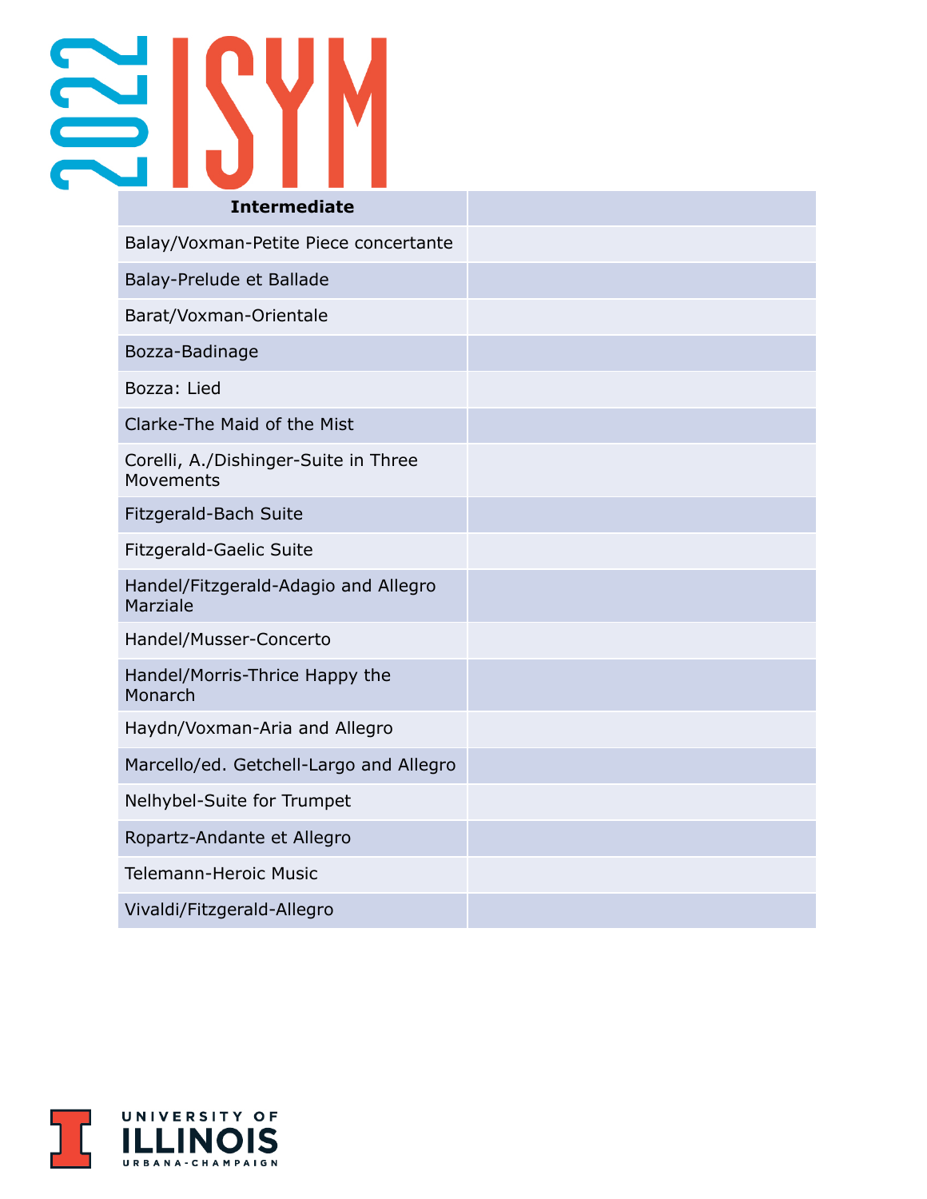# 2022 ISYM

| Intermediate | |
|---|---|
| Balay/Voxman-Petite Piece concertante | |
| Balay-Prelude et Ballade | |
| Barat/Voxman-Orientale | |
| Bozza-Badinage | |
| Bozza: Lied | |
| Clarke-The Maid of the Mist | |
| Corelli, A./Dishinger-Suite in Three Movements | |
| Fitzgerald-Bach Suite | |
| Fitzgerald-Gaelic Suite | |
| Handel/Fitzgerald-Adagio and Allegro Marziale | |
| Handel/Musser-Concerto | |
| Handel/Morris-Thrice Happy the Monarch | |
| Haydn/Voxman-Aria and Allegro | |
| Marcello/ed. Getchell-Largo and Allegro | |
| Nelhybel-Suite for Trumpet | |
| Ropartz-Andante et Allegro | |
| Telemann-Heroic Music | |
| Vivaldi/Fitzgerald-Allegro | |

UNIVERSITY OF ILLINOIS URBANA-CHAMPAIGN